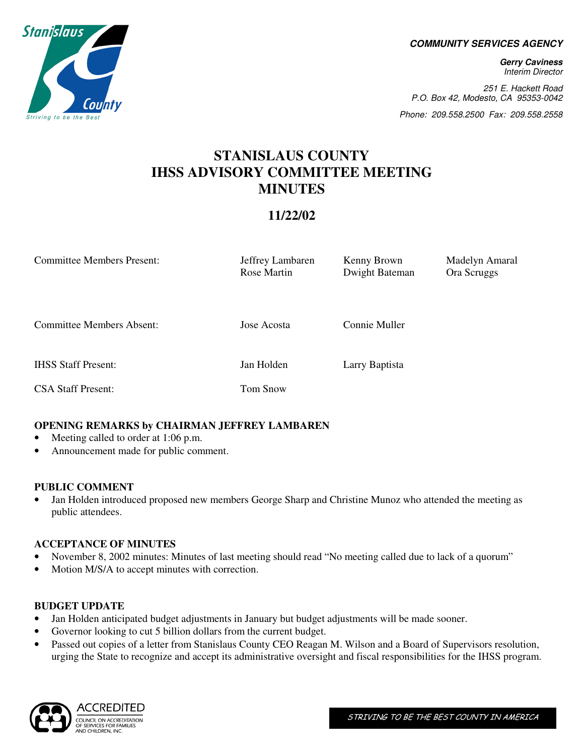**COMMUNITY SERVICES AGENCY**

**Gerry Caviness**
*Interim Director*

*251 E. Hackett Road*
*P.O. Box 42, Modesto, CA 95353-0042*

*Phone: 209.558.2500 Fax: 209.558.2558*

# STANISLAUS COUNTY IHSS ADVISORY COMMITTEE MEETING MINUTES

## 11/22/02

| | | | |
|---|---|---|---|
| Committee Members Present: | Jeffrey Lambaren | Kenny Brown | Madelyn Amaral |
| | Rose Martin | Dwight Bateman | Ora Scruggs |
| Committee Members Absent: | Jose Acosta | Connie Muller | |
| IHSS Staff Present: | Jan Holden | Larry Baptista | |
| CSA Staff Present: | Tom Snow | | |

### OPENING REMARKS by CHAIRMAN JEFFREY LAMBAREN

- Meeting called to order at 1:06 p.m.
- Announcement made for public comment.

### PUBLIC COMMENT

- Jan Holden introduced proposed new members George Sharp and Christine Munoz who attended the meeting as public attendees.

### ACCEPTANCE OF MINUTES

- November 8, 2002 minutes: Minutes of last meeting should read "No meeting called due to lack of a quorum"
- Motion M/S/A to accept minutes with correction.

### BUDGET UPDATE

- Jan Holden anticipated budget adjustments in January but budget adjustments will be made sooner.
- Governor looking to cut 5 billion dollars from the current budget.
- Passed out copies of a letter from Stanislaus County CEO Reagan M. Wilson and a Board of Supervisors resolution, urging the State to recognize and accept its administrative oversight and fiscal responsibilities for the IHSS program.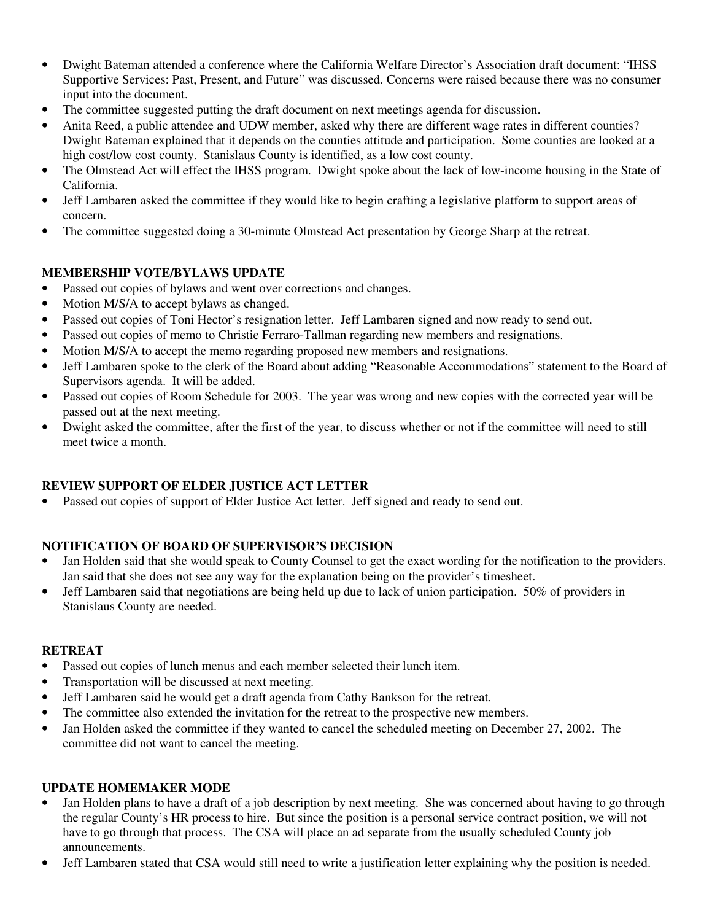- Dwight Bateman attended a conference where the California Welfare Director's Association draft document: "IHSS Supportive Services: Past, Present, and Future" was discussed. Concerns were raised because there was no consumer input into the document.
- The committee suggested putting the draft document on next meetings agenda for discussion.
- Anita Reed, a public attendee and UDW member, asked why there are different wage rates in different counties? Dwight Bateman explained that it depends on the counties attitude and participation. Some counties are looked at a high cost/low cost county. Stanislaus County is identified, as a low cost county.
- The Olmstead Act will effect the IHSS program. Dwight spoke about the lack of low-income housing in the State of California.
- Jeff Lambaren asked the committee if they would like to begin crafting a legislative platform to support areas of concern.
- The committee suggested doing a 30-minute Olmstead Act presentation by George Sharp at the retreat.

**MEMBERSHIP VOTE/BYLAWS UPDATE**

- Passed out copies of bylaws and went over corrections and changes.
- Motion M/S/A to accept bylaws as changed.
- Passed out copies of Toni Hector's resignation letter. Jeff Lambaren signed and now ready to send out.
- Passed out copies of memo to Christie Ferraro-Tallman regarding new members and resignations.
- Motion M/S/A to accept the memo regarding proposed new members and resignations.
- Jeff Lambaren spoke to the clerk of the Board about adding "Reasonable Accommodations" statement to the Board of Supervisors agenda. It will be added.
- Passed out copies of Room Schedule for 2003. The year was wrong and new copies with the corrected year will be passed out at the next meeting.
- Dwight asked the committee, after the first of the year, to discuss whether or not if the committee will need to still meet twice a month.

**REVIEW SUPPORT OF ELDER JUSTICE ACT LETTER**

- Passed out copies of support of Elder Justice Act letter. Jeff signed and ready to send out.

**NOTIFICATION OF BOARD OF SUPERVISOR'S DECISION**

- Jan Holden said that she would speak to County Counsel to get the exact wording for the notification to the providers. Jan said that she does not see any way for the explanation being on the provider's timesheet.
- Jeff Lambaren said that negotiations are being held up due to lack of union participation. 50% of providers in Stanislaus County are needed.

**RETREAT**

- Passed out copies of lunch menus and each member selected their lunch item.
- Transportation will be discussed at next meeting.
- Jeff Lambaren said he would get a draft agenda from Cathy Bankson for the retreat.
- The committee also extended the invitation for the retreat to the prospective new members.
- Jan Holden asked the committee if they wanted to cancel the scheduled meeting on December 27, 2002. The committee did not want to cancel the meeting.

**UPDATE HOMEMAKER MODE**

- Jan Holden plans to have a draft of a job description by next meeting. She was concerned about having to go through the regular County's HR process to hire. But since the position is a personal service contract position, we will not have to go through that process. The CSA will place an ad separate from the usually scheduled County job announcements.
- Jeff Lambaren stated that CSA would still need to write a justification letter explaining why the position is needed.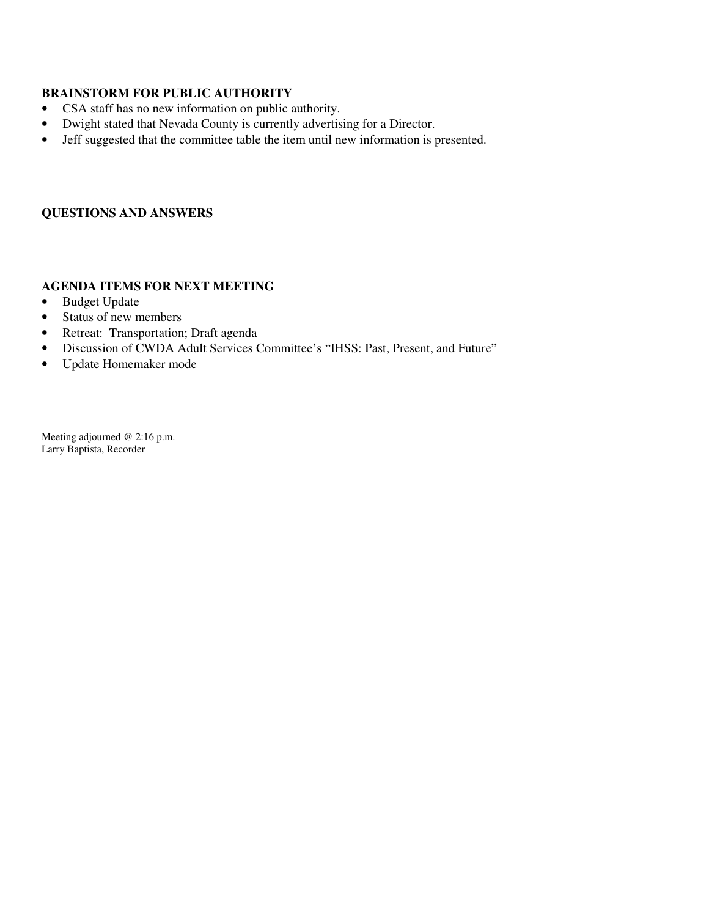**BRAINSTORM FOR PUBLIC AUTHORITY**

- CSA staff has no new information on public authority.
- Dwight stated that Nevada County is currently advertising for a Director.
- Jeff suggested that the committee table the item until new information is presented.

**QUESTIONS AND ANSWERS**

**AGENDA ITEMS FOR NEXT MEETING**

- Budget Update
- Status of new members
- Retreat: Transportation; Draft agenda
- Discussion of CWDA Adult Services Committee's "IHSS: Past, Present, and Future"
- Update Homemaker mode

Meeting adjourned @ 2:16 p.m.
Larry Baptista, Recorder